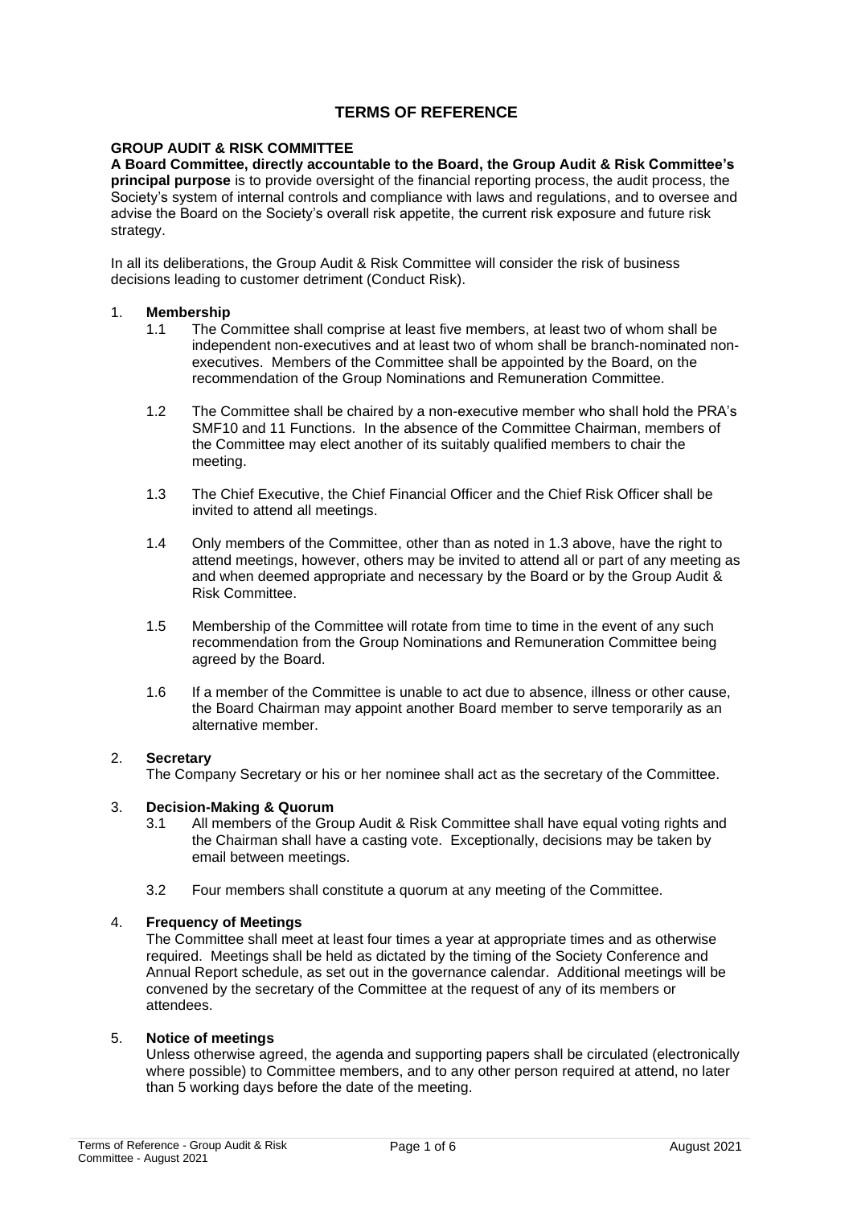# TERMS OF REFERENCE

## GROUP AUDIT & RISK COMMITTEE

**A Board Committee, directly accountable to the Board, the Group Audit & Risk Committee's principal purpose** is to provide oversight of the financial reporting process, the audit process, the Society's system of internal controls and compliance with laws and regulations, and to oversee and advise the Board on the Society's overall risk appetite, the current risk exposure and future risk strategy.

In all its deliberations, the Group Audit & Risk Committee will consider the risk of business decisions leading to customer detriment (Conduct Risk).

1. **Membership**
   - 1.1 The Committee shall comprise at least five members, at least two of whom shall be independent non-executives and at least two of whom shall be branch-nominated non-executives. Members of the Committee shall be appointed by the Board, on the recommendation of the Group Nominations and Remuneration Committee.
   - 1.2 The Committee shall be chaired by a non-executive member who shall hold the PRA's SMF10 and 11 Functions. In the absence of the Committee Chairman, members of the Committee may elect another of its suitably qualified members to chair the meeting.
   - 1.3 The Chief Executive, the Chief Financial Officer and the Chief Risk Officer shall be invited to attend all meetings.
   - 1.4 Only members of the Committee, other than as noted in 1.3 above, have the right to attend meetings, however, others may be invited to attend all or part of any meeting as and when deemed appropriate and necessary by the Board or by the Group Audit & Risk Committee.
   - 1.5 Membership of the Committee will rotate from time to time in the event of any such recommendation from the Group Nominations and Remuneration Committee being agreed by the Board.
   - 1.6 If a member of the Committee is unable to act due to absence, illness or other cause, the Board Chairman may appoint another Board member to serve temporarily as an alternative member.

2. **Secretary**

   The Company Secretary or his or her nominee shall act as the secretary of the Committee.

3. **Decision-Making & Quorum**
   - 3.1 All members of the Group Audit & Risk Committee shall have equal voting rights and the Chairman shall have a casting vote. Exceptionally, decisions may be taken by email between meetings.
   - 3.2 Four members shall constitute a quorum at any meeting of the Committee.

4. **Frequency of Meetings**

   The Committee shall meet at least four times a year at appropriate times and as otherwise required. Meetings shall be held as dictated by the timing of the Society Conference and Annual Report schedule, as set out in the governance calendar. Additional meetings will be convened by the secretary of the Committee at the request of any of its members or attendees.

5. **Notice of meetings**

   Unless otherwise agreed, the agenda and supporting papers shall be circulated (electronically where possible) to Committee members, and to any other person required at attend, no later than 5 working days before the date of the meeting.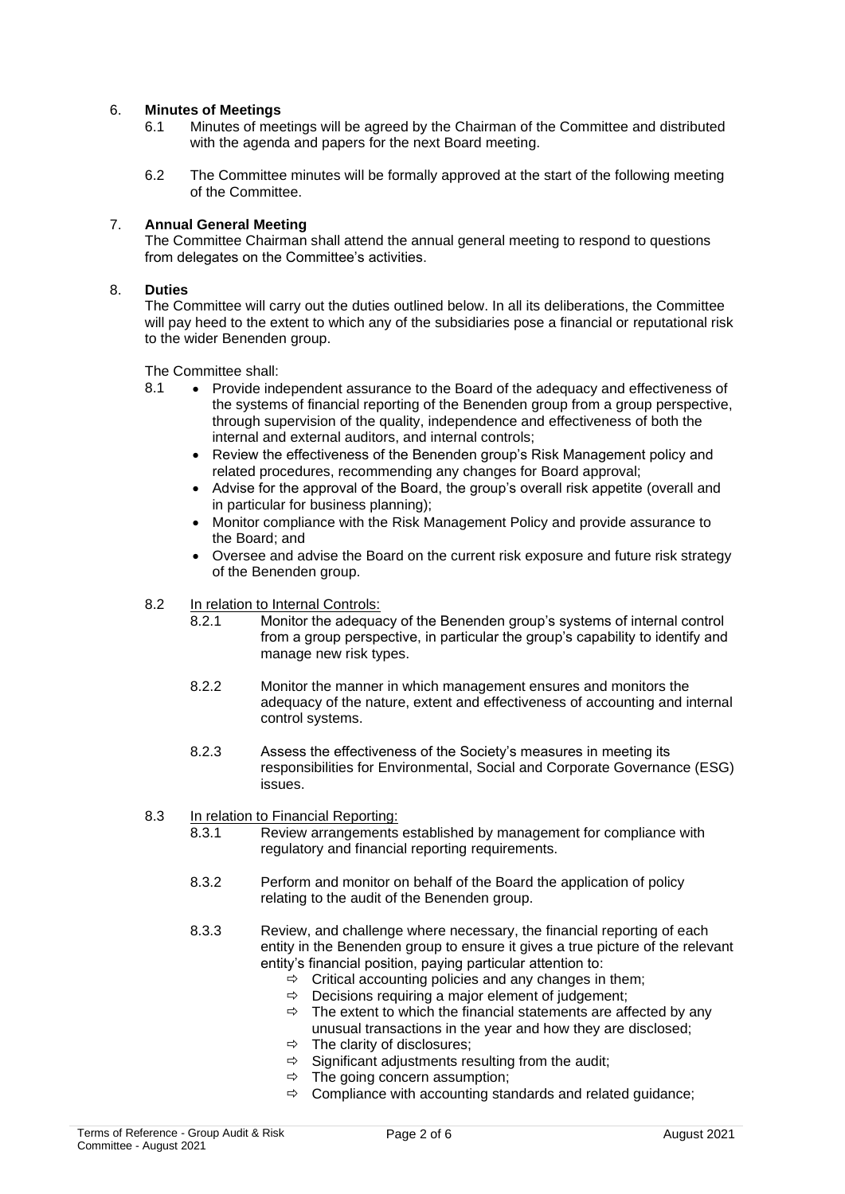## 6. Minutes of Meetings

6.1 Minutes of meetings will be agreed by the Chairman of the Committee and distributed with the agenda and papers for the next Board meeting.

6.2 The Committee minutes will be formally approved at the start of the following meeting of the Committee.

## 7. Annual General Meeting

The Committee Chairman shall attend the annual general meeting to respond to questions from delegates on the Committee's activities.

## 8. Duties

The Committee will carry out the duties outlined below. In all its deliberations, the Committee will pay heed to the extent to which any of the subsidiaries pose a financial or reputational risk to the wider Benenden group.

The Committee shall:

8.1
- Provide independent assurance to the Board of the adequacy and effectiveness of the systems of financial reporting of the Benenden group from a group perspective, through supervision of the quality, independence and effectiveness of both the internal and external auditors, and internal controls;
- Review the effectiveness of the Benenden group's Risk Management policy and related procedures, recommending any changes for Board approval;
- Advise for the approval of the Board, the group's overall risk appetite (overall and in particular for business planning);
- Monitor compliance with the Risk Management Policy and provide assurance to the Board; and
- Oversee and advise the Board on the current risk exposure and future risk strategy of the Benenden group.

8.2 <u>In relation to Internal Controls:</u>

8.2.1 Monitor the adequacy of the Benenden group's systems of internal control from a group perspective, in particular the group's capability to identify and manage new risk types.

8.2.2 Monitor the manner in which management ensures and monitors the adequacy of the nature, extent and effectiveness of accounting and internal control systems.

8.2.3 Assess the effectiveness of the Society's measures in meeting its responsibilities for Environmental, Social and Corporate Governance (ESG) issues.

8.3 <u>In relation to Financial Reporting:</u>

8.3.1 Review arrangements established by management for compliance with regulatory and financial reporting requirements.

8.3.2 Perform and monitor on behalf of the Board the application of policy relating to the audit of the Benenden group.

8.3.3 Review, and challenge where necessary, the financial reporting of each entity in the Benenden group to ensure it gives a true picture of the relevant entity's financial position, paying particular attention to:

- ⇨ Critical accounting policies and any changes in them;
- ⇨ Decisions requiring a major element of judgement;
- ⇨ The extent to which the financial statements are affected by any unusual transactions in the year and how they are disclosed;
- ⇨ The clarity of disclosures;
- ⇨ Significant adjustments resulting from the audit;
- ⇨ The going concern assumption;
- ⇨ Compliance with accounting standards and related guidance;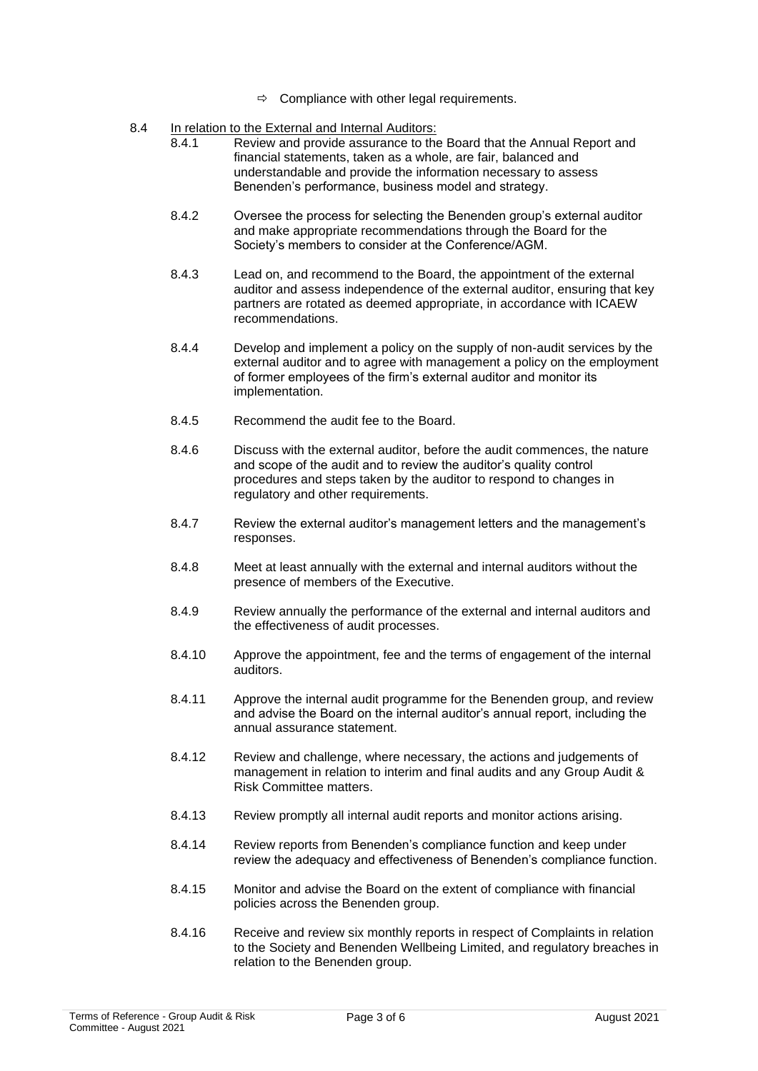- ⇨ Compliance with other legal requirements.

8.4 <u>In relation to the External and Internal Auditors:</u>

8.4.1 Review and provide assurance to the Board that the Annual Report and financial statements, taken as a whole, are fair, balanced and understandable and provide the information necessary to assess Benenden's performance, business model and strategy.

8.4.2 Oversee the process for selecting the Benenden group's external auditor and make appropriate recommendations through the Board for the Society's members to consider at the Conference/AGM.

8.4.3 Lead on, and recommend to the Board, the appointment of the external auditor and assess independence of the external auditor, ensuring that key partners are rotated as deemed appropriate, in accordance with ICAEW recommendations.

8.4.4 Develop and implement a policy on the supply of non-audit services by the external auditor and to agree with management a policy on the employment of former employees of the firm's external auditor and monitor its implementation.

8.4.5 Recommend the audit fee to the Board.

8.4.6 Discuss with the external auditor, before the audit commences, the nature and scope of the audit and to review the auditor's quality control procedures and steps taken by the auditor to respond to changes in regulatory and other requirements.

8.4.7 Review the external auditor's management letters and the management's responses.

8.4.8 Meet at least annually with the external and internal auditors without the presence of members of the Executive.

8.4.9 Review annually the performance of the external and internal auditors and the effectiveness of audit processes.

8.4.10 Approve the appointment, fee and the terms of engagement of the internal auditors.

8.4.11 Approve the internal audit programme for the Benenden group, and review and advise the Board on the internal auditor's annual report, including the annual assurance statement.

8.4.12 Review and challenge, where necessary, the actions and judgements of management in relation to interim and final audits and any Group Audit & Risk Committee matters.

8.4.13 Review promptly all internal audit reports and monitor actions arising.

8.4.14 Review reports from Benenden's compliance function and keep under review the adequacy and effectiveness of Benenden's compliance function.

8.4.15 Monitor and advise the Board on the extent of compliance with financial policies across the Benenden group.

8.4.16 Receive and review six monthly reports in respect of Complaints in relation to the Society and Benenden Wellbeing Limited, and regulatory breaches in relation to the Benenden group.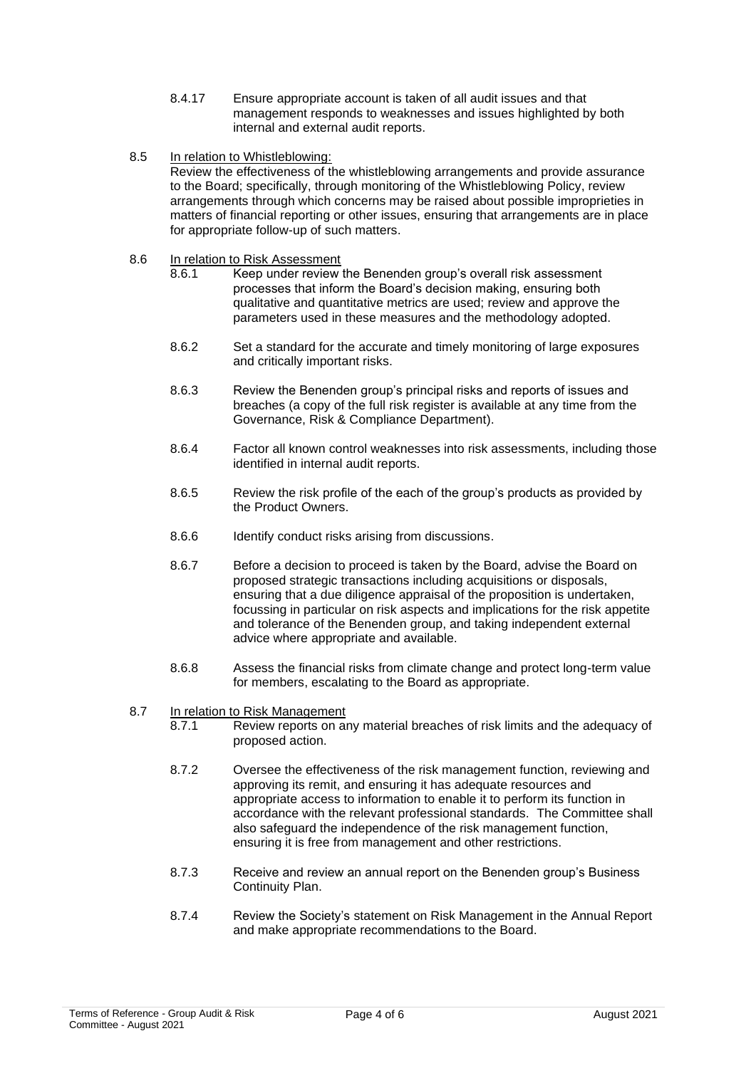8.4.17 Ensure appropriate account is taken of all audit issues and that management responds to weaknesses and issues highlighted by both internal and external audit reports.

8.5 <u>In relation to Whistleblowing:</u>

Review the effectiveness of the whistleblowing arrangements and provide assurance to the Board; specifically, through monitoring of the Whistleblowing Policy, review arrangements through which concerns may be raised about possible improprieties in matters of financial reporting or other issues, ensuring that arrangements are in place for appropriate follow-up of such matters.

8.6 <u>In relation to Risk Assessment</u>

8.6.1 Keep under review the Benenden group's overall risk assessment processes that inform the Board's decision making, ensuring both qualitative and quantitative metrics are used; review and approve the parameters used in these measures and the methodology adopted.

8.6.2 Set a standard for the accurate and timely monitoring of large exposures and critically important risks.

8.6.3 Review the Benenden group's principal risks and reports of issues and breaches (a copy of the full risk register is available at any time from the Governance, Risk & Compliance Department).

8.6.4 Factor all known control weaknesses into risk assessments, including those identified in internal audit reports.

8.6.5 Review the risk profile of the each of the group's products as provided by the Product Owners.

8.6.6 Identify conduct risks arising from discussions.

8.6.7 Before a decision to proceed is taken by the Board, advise the Board on proposed strategic transactions including acquisitions or disposals, ensuring that a due diligence appraisal of the proposition is undertaken, focussing in particular on risk aspects and implications for the risk appetite and tolerance of the Benenden group, and taking independent external advice where appropriate and available.

8.6.8 Assess the financial risks from climate change and protect long-term value for members, escalating to the Board as appropriate.

8.7 <u>In relation to Risk Management</u>

8.7.1 Review reports on any material breaches of risk limits and the adequacy of proposed action.

8.7.2 Oversee the effectiveness of the risk management function, reviewing and approving its remit, and ensuring it has adequate resources and appropriate access to information to enable it to perform its function in accordance with the relevant professional standards. The Committee shall also safeguard the independence of the risk management function, ensuring it is free from management and other restrictions.

8.7.3 Receive and review an annual report on the Benenden group's Business Continuity Plan.

8.7.4 Review the Society's statement on Risk Management in the Annual Report and make appropriate recommendations to the Board.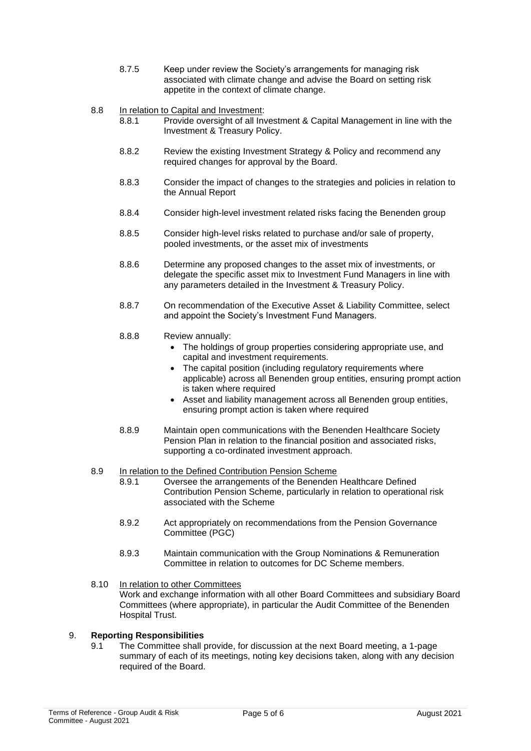8.7.5 Keep under review the Society's arrangements for managing risk associated with climate change and advise the Board on setting risk appetite in the context of climate change.

8.8 <u>In relation to Capital and Investment</u>:

8.8.1 Provide oversight of all Investment & Capital Management in line with the Investment & Treasury Policy.

8.8.2 Review the existing Investment Strategy & Policy and recommend any required changes for approval by the Board.

8.8.3 Consider the impact of changes to the strategies and policies in relation to the Annual Report

8.8.4 Consider high-level investment related risks facing the Benenden group

8.8.5 Consider high-level risks related to purchase and/or sale of property, pooled investments, or the asset mix of investments

8.8.6 Determine any proposed changes to the asset mix of investments, or delegate the specific asset mix to Investment Fund Managers in line with any parameters detailed in the Investment & Treasury Policy.

8.8.7 On recommendation of the Executive Asset & Liability Committee, select and appoint the Society's Investment Fund Managers.

8.8.8 Review annually:

- The holdings of group properties considering appropriate use, and capital and investment requirements.
- The capital position (including regulatory requirements where applicable) across all Benenden group entities, ensuring prompt action is taken where required
- Asset and liability management across all Benenden group entities, ensuring prompt action is taken where required

8.8.9 Maintain open communications with the Benenden Healthcare Society Pension Plan in relation to the financial position and associated risks, supporting a co-ordinated investment approach.

8.9 <u>In relation to the Defined Contribution Pension Scheme</u>

8.9.1 Oversee the arrangements of the Benenden Healthcare Defined Contribution Pension Scheme, particularly in relation to operational risk associated with the Scheme

8.9.2 Act appropriately on recommendations from the Pension Governance Committee (PGC)

8.9.3 Maintain communication with the Group Nominations & Remuneration Committee in relation to outcomes for DC Scheme members.

8.10 <u>In relation to other Committees</u>

Work and exchange information with all other Board Committees and subsidiary Board Committees (where appropriate), in particular the Audit Committee of the Benenden Hospital Trust.

## 9. Reporting Responsibilities

9.1 The Committee shall provide, for discussion at the next Board meeting, a 1-page summary of each of its meetings, noting key decisions taken, along with any decision required of the Board.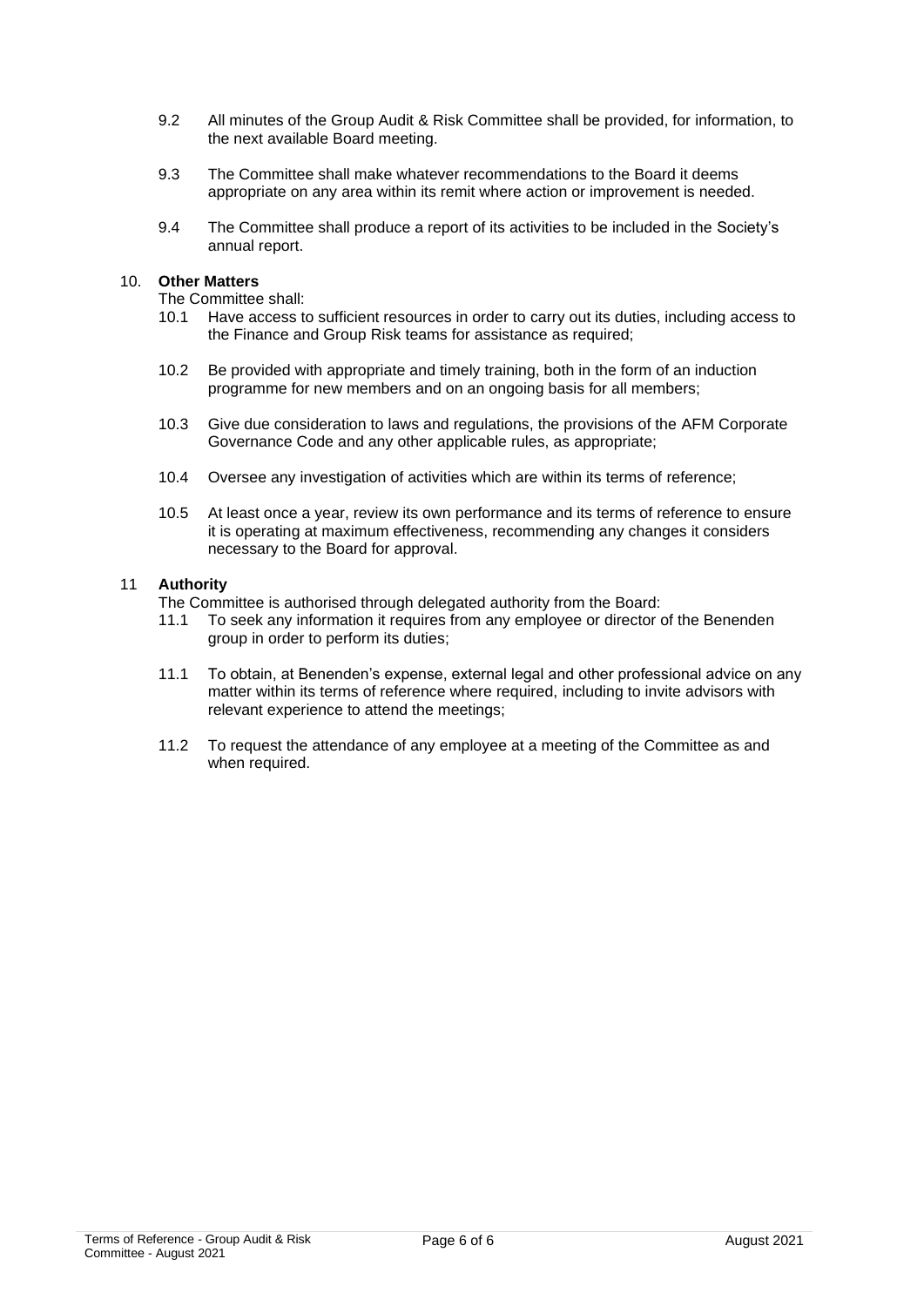9.2 All minutes of the Group Audit & Risk Committee shall be provided, for information, to the next available Board meeting.

9.3 The Committee shall make whatever recommendations to the Board it deems appropriate on any area within its remit where action or improvement is needed.

9.4 The Committee shall produce a report of its activities to be included in the Society's annual report.

## 10. **Other Matters**

The Committee shall:

10.1 Have access to sufficient resources in order to carry out its duties, including access to the Finance and Group Risk teams for assistance as required;

10.2 Be provided with appropriate and timely training, both in the form of an induction programme for new members and on an ongoing basis for all members;

10.3 Give due consideration to laws and regulations, the provisions of the AFM Corporate Governance Code and any other applicable rules, as appropriate;

10.4 Oversee any investigation of activities which are within its terms of reference;

10.5 At least once a year, review its own performance and its terms of reference to ensure it is operating at maximum effectiveness, recommending any changes it considers necessary to the Board for approval.

## 11 **Authority**

The Committee is authorised through delegated authority from the Board:

11.1 To seek any information it requires from any employee or director of the Benenden group in order to perform its duties;

11.1 To obtain, at Benenden's expense, external legal and other professional advice on any matter within its terms of reference where required, including to invite advisors with relevant experience to attend the meetings;

11.2 To request the attendance of any employee at a meeting of the Committee as and when required.